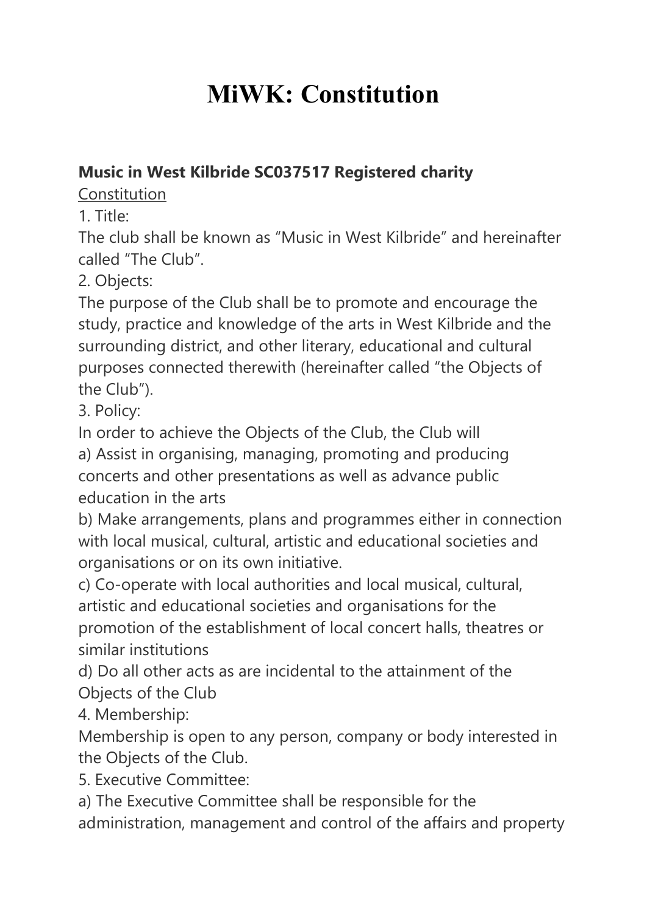# MiWK: Constitution

**Music in West Kilbride SC037517 Registered charity**

Constitution

1. Title:

The club shall be known as "Music in West Kilbride" and hereinafter called "The Club".

2. Objects:

The purpose of the Club shall be to promote and encourage the study, practice and knowledge of the arts in West Kilbride and the surrounding district, and other literary, educational and cultural purposes connected therewith (hereinafter called "the Objects of the Club").

3. Policy:

In order to achieve the Objects of the Club, the Club will

a) Assist in organising, managing, promoting and producing concerts and other presentations as well as advance public education in the arts

b) Make arrangements, plans and programmes either in connection with local musical, cultural, artistic and educational societies and organisations or on its own initiative.

c) Co-operate with local authorities and local musical, cultural, artistic and educational societies and organisations for the promotion of the establishment of local concert halls, theatres or similar institutions

d) Do all other acts as are incidental to the attainment of the Objects of the Club

4. Membership:

Membership is open to any person, company or body interested in the Objects of the Club.

5. Executive Committee:

a) The Executive Committee shall be responsible for the administration, management and control of the affairs and property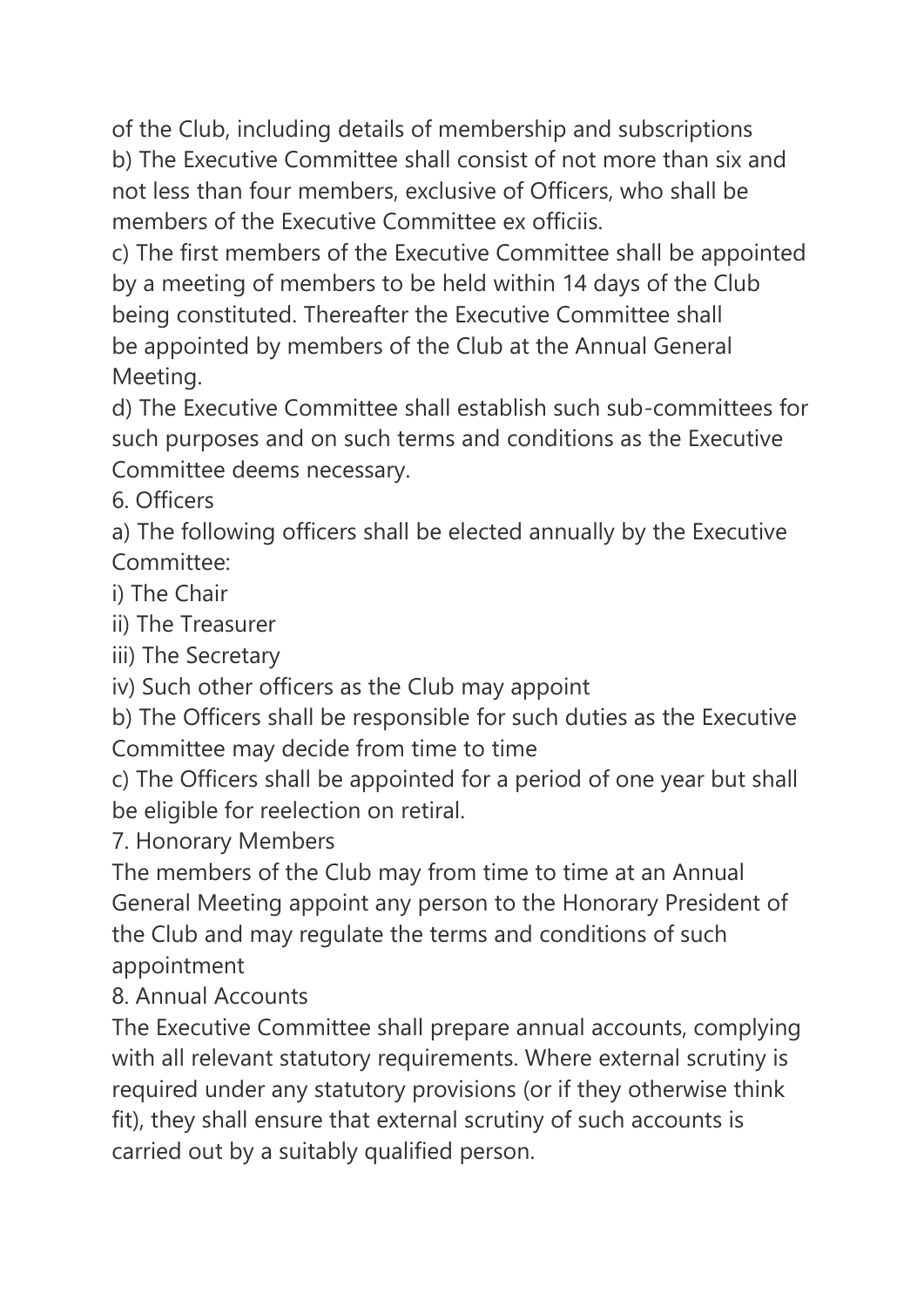of the Club, including details of membership and subscriptions

b) The Executive Committee shall consist of not more than six and not less than four members, exclusive of Officers, who shall be members of the Executive Committee ex officiis.

c) The first members of the Executive Committee shall be appointed by a meeting of members to be held within 14 days of the Club being constituted. Thereafter the Executive Committee shall be appointed by members of the Club at the Annual General Meeting.

d) The Executive Committee shall establish such sub-committees for such purposes and on such terms and conditions as the Executive Committee deems necessary.

6. Officers

a) The following officers shall be elected annually by the Executive Committee:

i) The Chair

ii) The Treasurer

iii) The Secretary

iv) Such other officers as the Club may appoint

b) The Officers shall be responsible for such duties as the Executive Committee may decide from time to time

c) The Officers shall be appointed for a period of one year but shall be eligible for reelection on retiral.

7. Honorary Members

The members of the Club may from time to time at an Annual General Meeting appoint any person to the Honorary President of the Club and may regulate the terms and conditions of such appointment

8. Annual Accounts

The Executive Committee shall prepare annual accounts, complying with all relevant statutory requirements. Where external scrutiny is required under any statutory provisions (or if they otherwise think fit), they shall ensure that external scrutiny of such accounts is carried out by a suitably qualified person.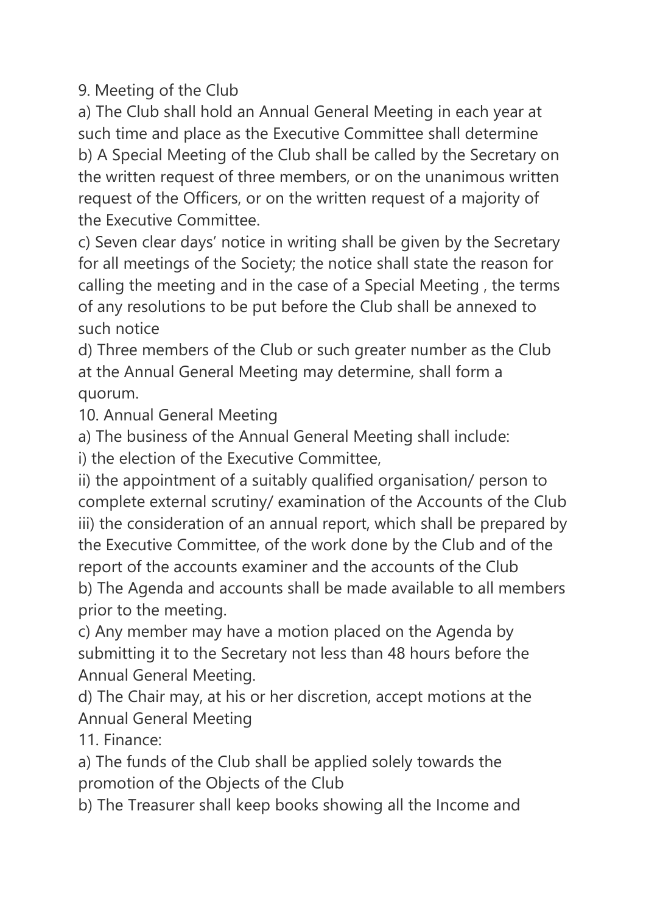9. Meeting of the Club

a) The Club shall hold an Annual General Meeting in each year at such time and place as the Executive Committee shall determine

b) A Special Meeting of the Club shall be called by the Secretary on the written request of three members, or on the unanimous written request of the Officers, or on the written request of a majority of the Executive Committee.

c) Seven clear days' notice in writing shall be given by the Secretary for all meetings of the Society; the notice shall state the reason for calling the meeting and in the case of a Special Meeting , the terms of any resolutions to be put before the Club shall be annexed to such notice

d) Three members of the Club or such greater number as the Club at the Annual General Meeting may determine, shall form a quorum.

10. Annual General Meeting

a) The business of the Annual General Meeting shall include:

i) the election of the Executive Committee,

ii) the appointment of a suitably qualified organisation/ person to complete external scrutiny/ examination of the Accounts of the Club

iii) the consideration of an annual report, which shall be prepared by the Executive Committee, of the work done by the Club and of the report of the accounts examiner and the accounts of the Club

b) The Agenda and accounts shall be made available to all members prior to the meeting.

c) Any member may have a motion placed on the Agenda by submitting it to the Secretary not less than 48 hours before the Annual General Meeting.

d) The Chair may, at his or her discretion, accept motions at the Annual General Meeting

11. Finance:

a) The funds of the Club shall be applied solely towards the promotion of the Objects of the Club

b) The Treasurer shall keep books showing all the Income and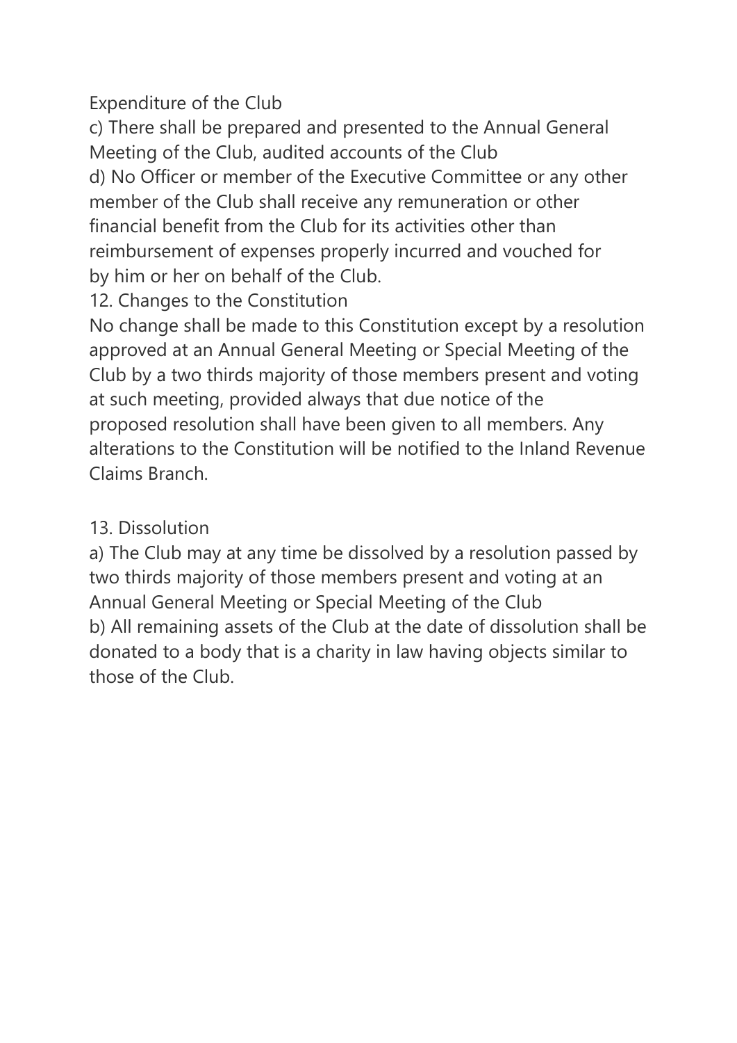Expenditure of the Club

c) There shall be prepared and presented to the Annual General Meeting of the Club, audited accounts of the Club

d) No Officer or member of the Executive Committee or any other member of the Club shall receive any remuneration or other financial benefit from the Club for its activities other than reimbursement of expenses properly incurred and vouched for by him or her on behalf of the Club.

## 12. Changes to the Constitution

No change shall be made to this Constitution except by a resolution approved at an Annual General Meeting or Special Meeting of the Club by a two thirds majority of those members present and voting at such meeting, provided always that due notice of the proposed resolution shall have been given to all members. Any alterations to the Constitution will be notified to the Inland Revenue Claims Branch.

## 13. Dissolution

a) The Club may at any time be dissolved by a resolution passed by two thirds majority of those members present and voting at an Annual General Meeting or Special Meeting of the Club

b) All remaining assets of the Club at the date of dissolution shall be donated to a body that is a charity in law having objects similar to those of the Club.